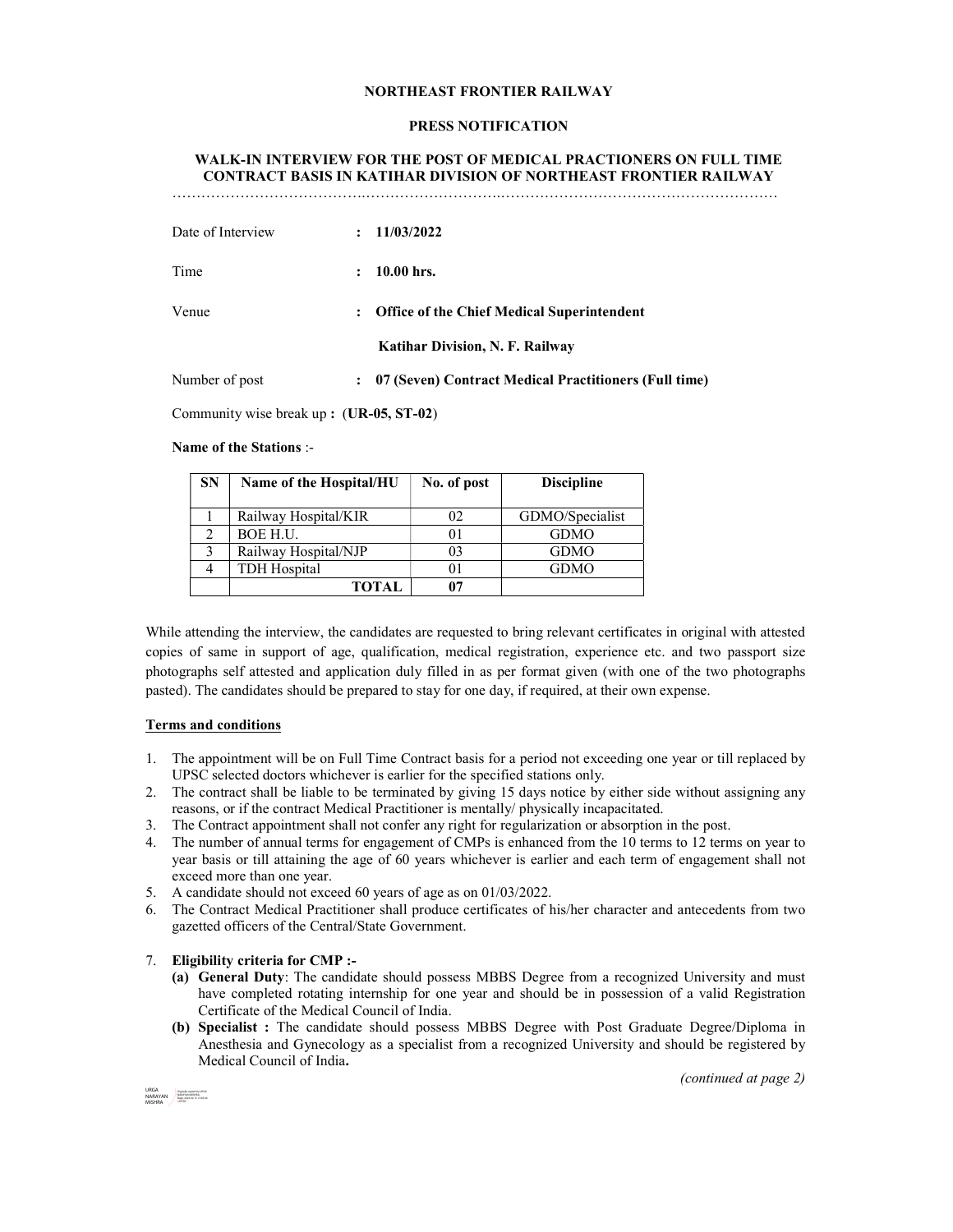**NORTHEAST FRONTIER RAILWAY**

**PRESS NOTIFICATION**

**WALK-IN INTERVIEW FOR THE POST OF MEDICAL PRACTIONERS ON FULL TIME CONTRACT BASIS IN KATIHAR DIVISION OF NORTHEAST FRONTIER RAILWAY**

…………………………………………………………………………………………………………………………

Date of Interview : **11/03/2022**

Time : **10.00 hrs.**

Venue : **Office of the Chief Medical Superintendent**

**Katihar Division, N. F. Railway**

Number of post : **07 (Seven) Contract Medical Practitioners (Full time)**

Community wise break up **:** (**UR-05, ST-02**)

**Name of the Stations** :-

| SN | Name of the Hospital/HU | No. of post | Discipline |
|---|---|---|---|
| 1 | Railway Hospital/KIR | 02 | GDMO/Specialist |
| 2 | BOE H.U. | 01 | GDMO |
| 3 | Railway Hospital/NJP | 03 | GDMO |
| 4 | TDH Hospital | 01 | GDMO |
| | **TOTAL** | **07** | |

While attending the interview, the candidates are requested to bring relevant certificates in original with attested copies of same in support of age, qualification, medical registration, experience etc. and two passport size photographs self attested and application duly filled in as per format given (with one of the two photographs pasted). The candidates should be prepared to stay for one day, if required, at their own expense.

**Terms and conditions**

1. The appointment will be on Full Time Contract basis for a period not exceeding one year or till replaced by UPSC selected doctors whichever is earlier for the specified stations only.
2. The contract shall be liable to be terminated by giving 15 days notice by either side without assigning any reasons, or if the contract Medical Practitioner is mentally/ physically incapacitated.
3. The Contract appointment shall not confer any right for regularization or absorption in the post.
4. The number of annual terms for engagement of CMPs is enhanced from the 10 terms to 12 terms on year to year basis or till attaining the age of 60 years whichever is earlier and each term of engagement shall not exceed more than one year.
5. A candidate should not exceed 60 years of age as on 01/03/2022.
6. The Contract Medical Practitioner shall produce certificates of his/her character and antecedents from two gazetted officers of the Central/State Government.
7. **Eligibility criteria for CMP :-**
   - **(a) General Duty**: The candidate should possess MBBS Degree from a recognized University and must have completed rotating internship for one year and should be in possession of a valid Registration Certificate of the Medical Council of India.
   - **(b) Specialist :** The candidate should possess MBBS Degree with Post Graduate Degree/Diploma in Anesthesia and Gynecology as a specialist from a recognized University and should be registered by Medical Council of India**.**

*(continued at page 2)*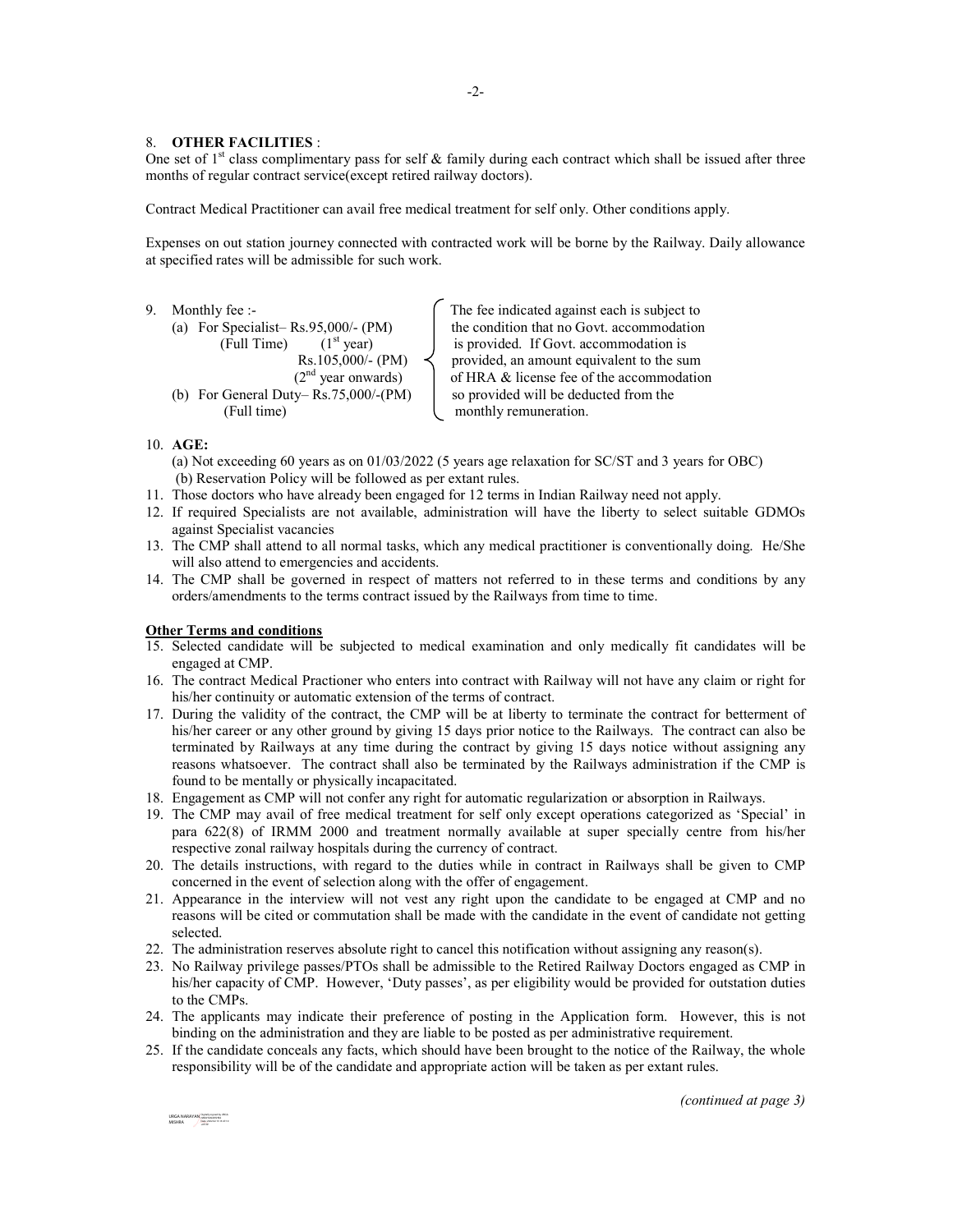8. **OTHER FACILITIES** :

One set of 1st class complimentary pass for self & family during each contract which shall be issued after three months of regular contract service(except retired railway doctors).

Contract Medical Practitioner can avail free medical treatment for self only. Other conditions apply.

Expenses on out station journey connected with contracted work will be borne by the Railway. Daily allowance at specified rates will be admissible for such work.

9. Monthly fee :-
   - (a) For Specialist– Rs.95,000/- (PM) (Full Time) (1st year)
     Rs.105,000/- (PM) (2nd year onwards)
   - (b) For General Duty– Rs.75,000/-(PM) (Full time)

   The fee indicated against each is subject to the condition that no Govt. accommodation is provided. If Govt. accommodation is provided, an amount equivalent to the sum of HRA & license fee of the accommodation so provided will be deducted from the monthly remuneration.

10. **AGE:**
    (a) Not exceeding 60 years as on 01/03/2022 (5 years age relaxation for SC/ST and 3 years for OBC)
    (b) Reservation Policy will be followed as per extant rules.
11. Those doctors who have already been engaged for 12 terms in Indian Railway need not apply.
12. If required Specialists are not available, administration will have the liberty to select suitable GDMOs against Specialist vacancies
13. The CMP shall attend to all normal tasks, which any medical practitioner is conventionally doing. He/She will also attend to emergencies and accidents.
14. The CMP shall be governed in respect of matters not referred to in these terms and conditions by any orders/amendments to the terms contract issued by the Railways from time to time.

**Other Terms and conditions**

15. Selected candidate will be subjected to medical examination and only medically fit candidates will be engaged at CMP.
16. The contract Medical Practioner who enters into contract with Railway will not have any claim or right for his/her continuity or automatic extension of the terms of contract.
17. During the validity of the contract, the CMP will be at liberty to terminate the contract for betterment of his/her career or any other ground by giving 15 days prior notice to the Railways. The contract can also be terminated by Railways at any time during the contract by giving 15 days notice without assigning any reasons whatsoever. The contract shall also be terminated by the Railways administration if the CMP is found to be mentally or physically incapacitated.
18. Engagement as CMP will not confer any right for automatic regularization or absorption in Railways.
19. The CMP may avail of free medical treatment for self only except operations categorized as 'Special' in para 622(8) of IRMM 2000 and treatment normally available at super specially centre from his/her respective zonal railway hospitals during the currency of contract.
20. The details instructions, with regard to the duties while in contract in Railways shall be given to CMP concerned in the event of selection along with the offer of engagement.
21. Appearance in the interview will not vest any right upon the candidate to be engaged at CMP and no reasons will be cited or commutation shall be made with the candidate in the event of candidate not getting selected.
22. The administration reserves absolute right to cancel this notification without assigning any reason(s).
23. No Railway privilege passes/PTOs shall be admissible to the Retired Railway Doctors engaged as CMP in his/her capacity of CMP. However, 'Duty passes', as per eligibility would be provided for outstation duties to the CMPs.
24. The applicants may indicate their preference of posting in the Application form. However, this is not binding on the administration and they are liable to be posted as per administrative requirement.
25. If the candidate conceals any facts, which should have been brought to the notice of the Railway, the whole responsibility will be of the candidate and appropriate action will be taken as per extant rules.

*(continued at page 3)*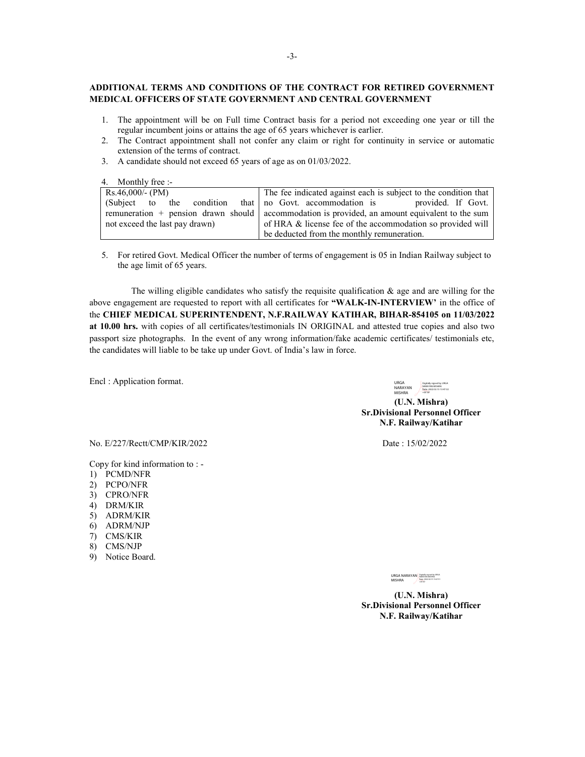**ADDITIONAL TERMS AND CONDITIONS OF THE CONTRACT FOR RETIRED GOVERNMENT MEDICAL OFFICERS OF STATE GOVERNMENT AND CENTRAL GOVERNMENT**

1. The appointment will be on Full time Contract basis for a period not exceeding one year or till the regular incumbent joins or attains the age of 65 years whichever is earlier.
2. The Contract appointment shall not confer any claim or right for continuity in service or automatic extension of the terms of contract.
3. A candidate should not exceed 65 years of age as on 01/03/2022.
4. Monthly free :-

| Rs.46,000/- (PM) (Subject to the condition that remuneration + pension drawn should not exceed the last pay drawn) | The fee indicated against each is subject to the condition that no Govt. accommodation is provided. If Govt. accommodation is provided, an amount equivalent to the sum of HRA & license fee of the accommodation so provided will be deducted from the monthly remuneration. |
|---|---|

5. For retired Govt. Medical Officer the number of terms of engagement is 05 in Indian Railway subject to the age limit of 65 years.

The willing eligible candidates who satisfy the requisite qualification & age and are willing for the above engagement are requested to report with all certificates for **"WALK-IN-INTERVIEW'** in the office of the **CHIEF MEDICAL SUPERINTENDENT, N.F.RAILWAY KATIHAR, BIHAR-854105 on 11/03/2022 at 10.00 hrs.** with copies of all certificates/testimonials IN ORIGINAL and attested true copies and also two passport size photographs. In the event of any wrong information/fake academic certificates/ testimonials etc, the candidates will liable to be take up under Govt. of India's law in force.

Encl : Application format.

URGA NARAYAN MISHRA

**(U.N. Mishra)**
**Sr.Divisional Personnel Officer**
**N.F. Railway/Katihar**

No. E/227/Rectt/CMP/KIR/2022 Date : 15/02/2022

Copy for kind information to : -

1) PCMD/NFR
2) PCPO/NFR
3) CPRO/NFR
4) DRM/KIR
5) ADRM/KIR
6) ADRM/NJP
7) CMS/KIR
8) CMS/NJP
9) Notice Board.

URGA NARAYAN MISHRA

**(U.N. Mishra)**
**Sr.Divisional Personnel Officer**
**N.F. Railway/Katihar**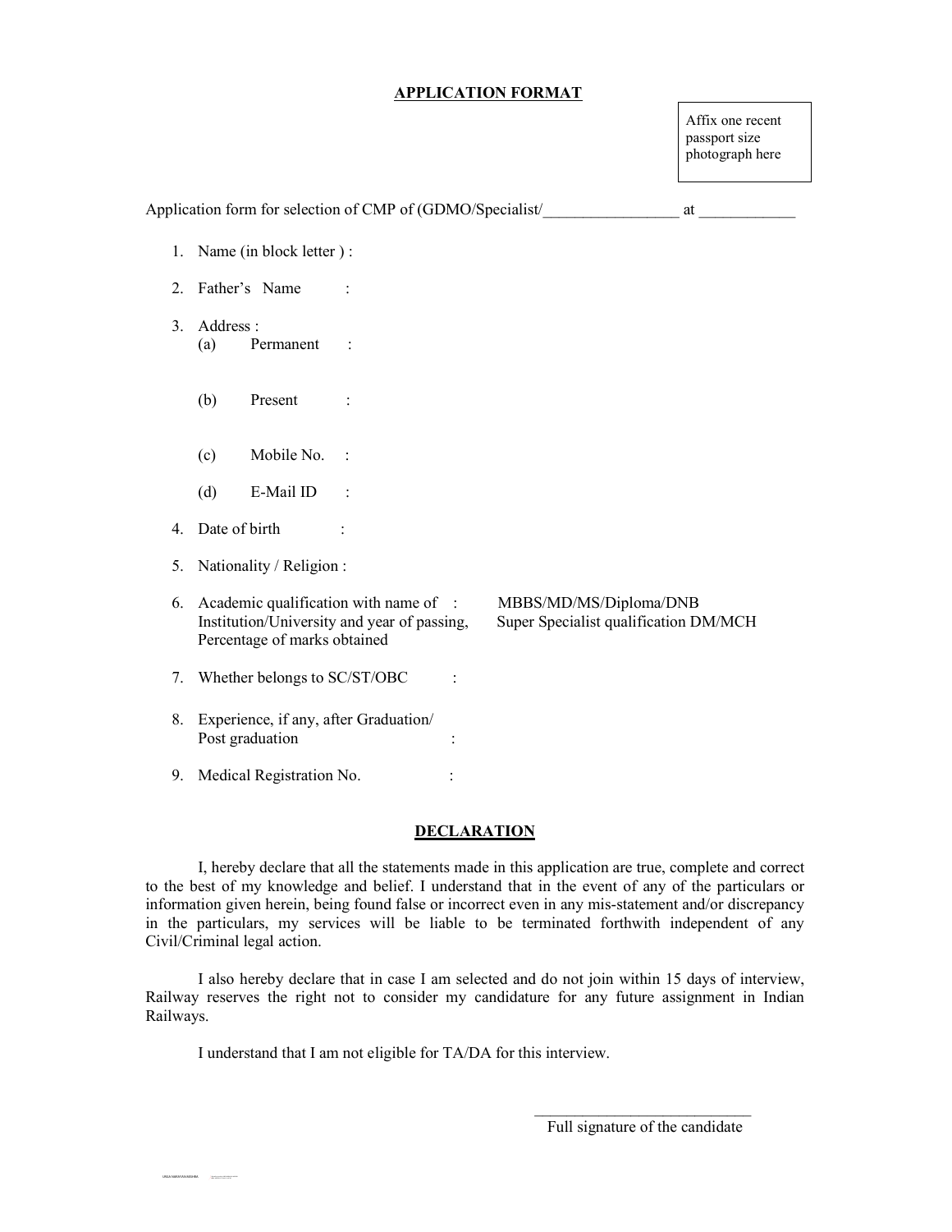# APPLICATION FORMAT

Affix one recent passport size photograph here

Application form for selection of CMP of (GDMO/Specialist/_________________ at ____________

1. Name (in block letter ) :
2. Father's Name :
3. Address :
   (a) Permanent :

   (b) Present :

   (c) Mobile No. :

   (d) E-Mail ID :
4. Date of birth :
5. Nationality / Religion :
6. Academic qualification with name of Institution/University and year of passing, Percentage of marks obtained : MBBS/MD/MS/Diploma/DNB Super Specialist qualification DM/MCH
7. Whether belongs to SC/ST/OBC :
8. Experience, if any, after Graduation/ Post graduation :
9. Medical Registration No. :

## DECLARATION

I, hereby declare that all the statements made in this application are true, complete and correct to the best of my knowledge and belief. I understand that in the event of any of the particulars or information given herein, being found false or incorrect even in any mis-statement and/or discrepancy in the particulars, my services will be liable to be terminated forthwith independent of any Civil/Criminal legal action.

I also hereby declare that in case I am selected and do not join within 15 days of interview, Railway reserves the right not to consider my candidature for any future assignment in Indian Railways.

I understand that I am not eligible for TA/DA for this interview.

____________________________

Full signature of the candidate